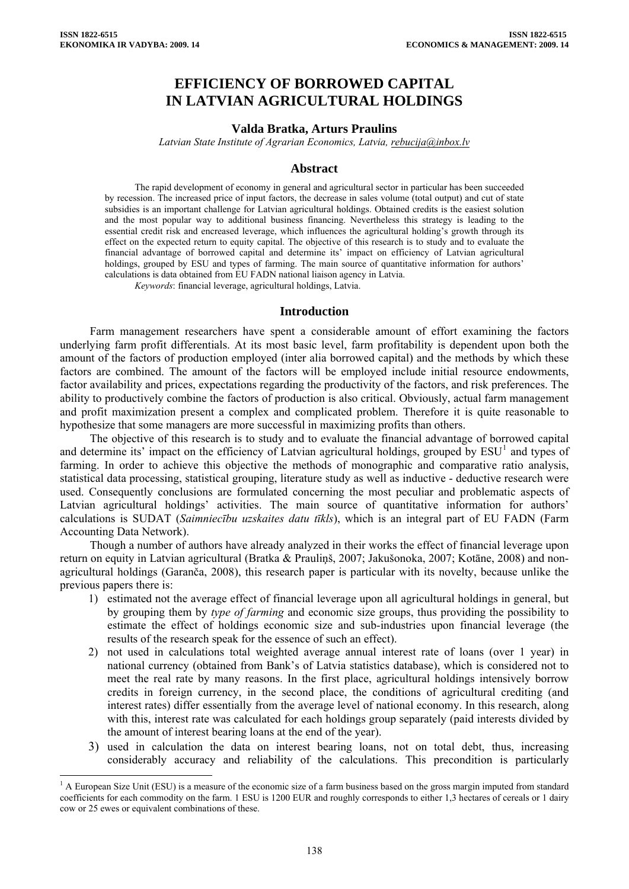# EFFICIENCY OF BORROWED CAPITAL IN LATVIAN AGRICULTURAL HOLDINGS

**Valda Bratka, Arturs Praulins**

*Latvian State Institute of Agrarian Economics, Latvia, rebucija@inbox.lv*

## Abstract

The rapid development of economy in general and agricultural sector in particular has been succeeded by recession. The increased price of input factors, the decrease in sales volume (total output) and cut of state subsidies is an important challenge for Latvian agricultural holdings. Obtained credits is the easiest solution and the most popular way to additional business financing. Nevertheless this strategy is leading to the essential credit risk and encreased leverage, which influences the agricultural holding's growth through its effect on the expected return to equity capital. The objective of this research is to study and to evaluate the financial advantage of borrowed capital and determine its' impact on efficiency of Latvian agricultural holdings, grouped by ESU and types of farming. The main source of quantitative information for authors' calculations is data obtained from EU FADN national liaison agency in Latvia.

*Keywords*: financial leverage, agricultural holdings, Latvia.

## Introduction

Farm management researchers have spent a considerable amount of effort examining the factors underlying farm profit differentials. At its most basic level, farm profitability is dependent upon both the amount of the factors of production employed (inter alia borrowed capital) and the methods by which these factors are combined. The amount of the factors will be employed include initial resource endowments, factor availability and prices, expectations regarding the productivity of the factors, and risk preferences. The ability to productively combine the factors of production is also critical. Obviously, actual farm management and profit maximization present a complex and complicated problem. Therefore it is quite reasonable to hypothesize that some managers are more successful in maximizing profits than others.

The objective of this research is to study and to evaluate the financial advantage of borrowed capital and determine its' impact on the efficiency of Latvian agricultural holdings, grouped by ESU[1] and types of farming. In order to achieve this objective the methods of monographic and comparative ratio analysis, statistical data processing, statistical grouping, literature study as well as inductive - deductive research were used. Consequently conclusions are formulated concerning the most peculiar and problematic aspects of Latvian agricultural holdings' activities. The main source of quantitative information for authors' calculations is SUDAT (*Saimniecību uzskaites datu tīkls*), which is an integral part of EU FADN (Farm Accounting Data Network).

Though a number of authors have already analyzed in their works the effect of financial leverage upon return on equity in Latvian agricultural (Bratka & Prauliņš, 2007; Jakušonoka, 2007; Kotāne, 2008) and non-agricultural holdings (Garanča, 2008), this research paper is particular with its novelty, because unlike the previous papers there is:

1) estimated not the average effect of financial leverage upon all agricultural holdings in general, but by grouping them by *type of farming* and economic size groups, thus providing the possibility to estimate the effect of holdings economic size and sub-industries upon financial leverage (the results of the research speak for the essence of such an effect).
2) not used in calculations total weighted average annual interest rate of loans (over 1 year) in national currency (obtained from Bank's of Latvia statistics database), which is considered not to meet the real rate by many reasons. In the first place, agricultural holdings intensively borrow credits in foreign currency, in the second place, the conditions of agricultural crediting (and interest rates) differ essentially from the average level of national economy. In this research, along with this, interest rate was calculated for each holdings group separately (paid interests divided by the amount of interest bearing loans at the end of the year).
3) used in calculation the data on interest bearing loans, not on total debt, thus, increasing considerably accuracy and reliability of the calculations. This precondition is particularly

[1] A European Size Unit (ESU) is a measure of the economic size of a farm business based on the gross margin imputed from standard coefficients for each commodity on the farm. 1 ESU is 1200 EUR and roughly corresponds to either 1,3 hectares of cereals or 1 dairy cow or 25 ewes or equivalent combinations of these.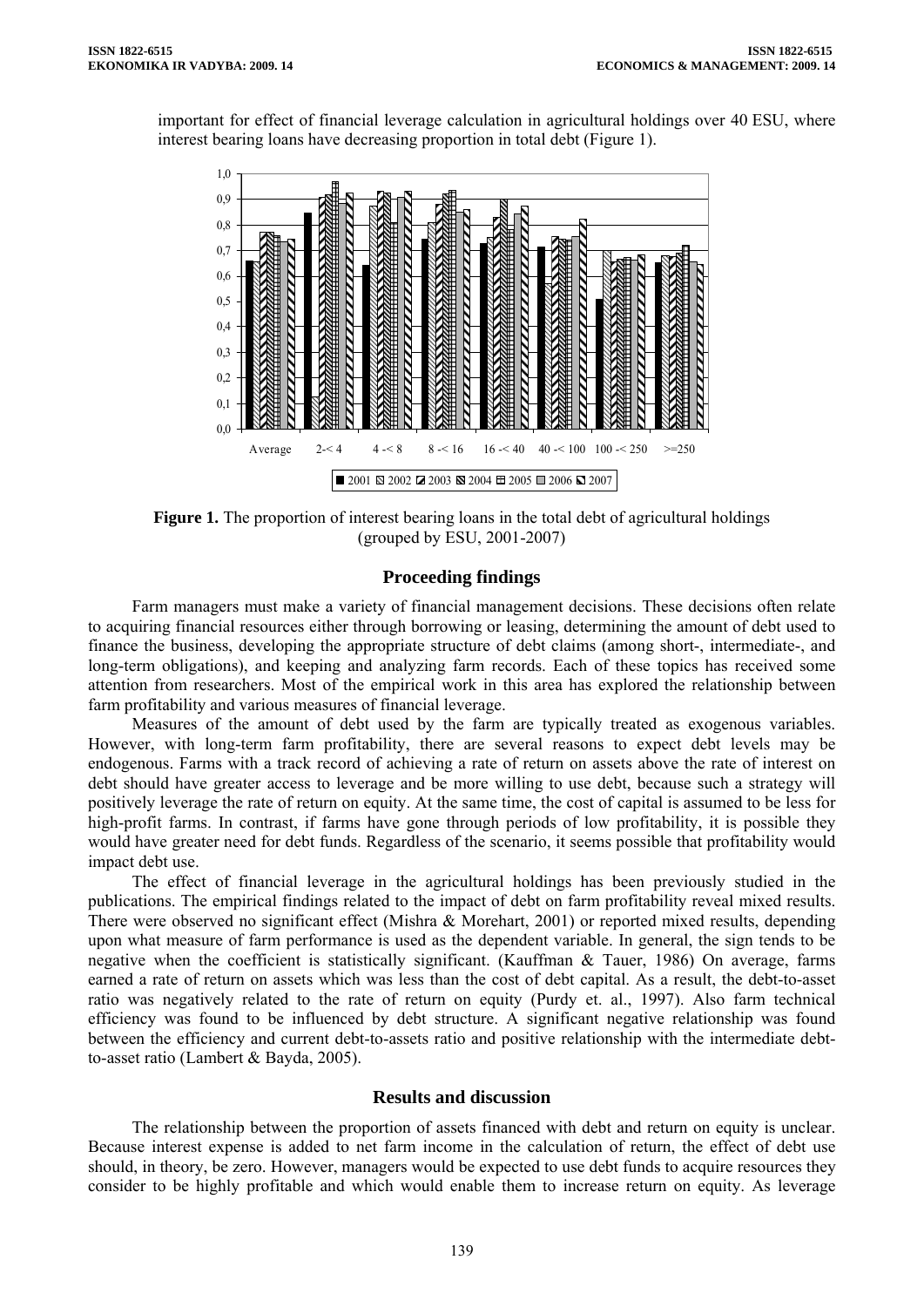important for effect of financial leverage calculation in agricultural holdings over 40 ESU, where interest bearing loans have decreasing proportion in total debt (Figure 1).

**Figure 1.** The proportion of interest bearing loans in the total debt of agricultural holdings (grouped by ESU, 2001-2007)

## Proceeding findings

Farm managers must make a variety of financial management decisions. These decisions often relate to acquiring financial resources either through borrowing or leasing, determining the amount of debt used to finance the business, developing the appropriate structure of debt claims (among short-, intermediate-, and long-term obligations), and keeping and analyzing farm records. Each of these topics has received some attention from researchers. Most of the empirical work in this area has explored the relationship between farm profitability and various measures of financial leverage.

Measures of the amount of debt used by the farm are typically treated as exogenous variables. However, with long-term farm profitability, there are several reasons to expect debt levels may be endogenous. Farms with a track record of achieving a rate of return on assets above the rate of interest on debt should have greater access to leverage and be more willing to use debt, because such a strategy will positively leverage the rate of return on equity. At the same time, the cost of capital is assumed to be less for high-profit farms. In contrast, if farms have gone through periods of low profitability, it is possible they would have greater need for debt funds. Regardless of the scenario, it seems possible that profitability would impact debt use.

The effect of financial leverage in the agricultural holdings has been previously studied in the publications. The empirical findings related to the impact of debt on farm profitability reveal mixed results. There were observed no significant effect (Mishra & Morehart, 2001) or reported mixed results, depending upon what measure of farm performance is used as the dependent variable. In general, the sign tends to be negative when the coefficient is statistically significant. (Kauffman & Tauer, 1986) On average, farms earned a rate of return on assets which was less than the cost of debt capital. As a result, the debt-to-asset ratio was negatively related to the rate of return on equity (Purdy et. al., 1997). Also farm technical efficiency was found to be influenced by debt structure. A significant negative relationship was found between the efficiency and current debt-to-assets ratio and positive relationship with the intermediate debt-to-asset ratio (Lambert & Bayda, 2005).

## Results and discussion

The relationship between the proportion of assets financed with debt and return on equity is unclear. Because interest expense is added to net farm income in the calculation of return, the effect of debt use should, in theory, be zero. However, managers would be expected to use debt funds to acquire resources they consider to be highly profitable and which would enable them to increase return on equity. As leverage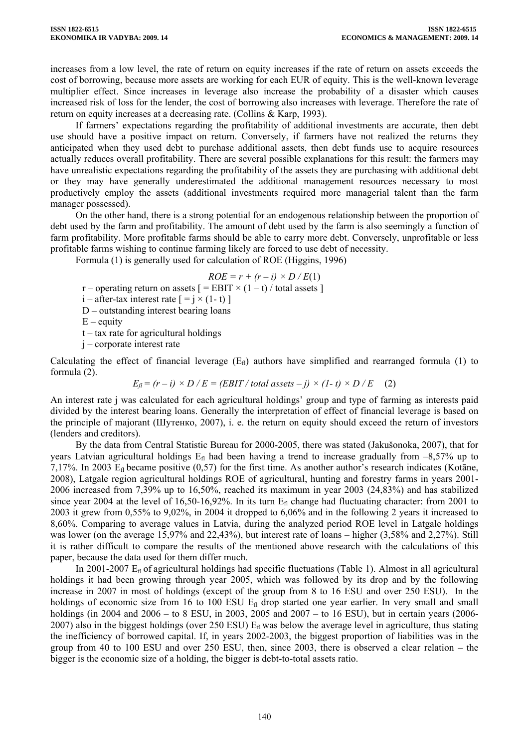increases from a low level, the rate of return on equity increases if the rate of return on assets exceeds the cost of borrowing, because more assets are working for each EUR of equity. This is the well-known leverage multiplier effect. Since increases in leverage also increase the probability of a disaster which causes increased risk of loss for the lender, the cost of borrowing also increases with leverage. Therefore the rate of return on equity increases at a decreasing rate. (Collins & Karp, 1993).

If farmers' expectations regarding the profitability of additional investments are accurate, then debt use should have a positive impact on return. Conversely, if farmers have not realized the returns they anticipated when they used debt to purchase additional assets, then debt funds use to acquire resources actually reduces overall profitability. There are several possible explanations for this result: the farmers may have unrealistic expectations regarding the profitability of the assets they are purchasing with additional debt or they may have generally underestimated the additional management resources necessary to most productively employ the assets (additional investments required more managerial talent than the farm manager possessed).

On the other hand, there is a strong potential for an endogenous relationship between the proportion of debt used by the farm and profitability. The amount of debt used by the farm is also seemingly a function of farm profitability. More profitable farms should be able to carry more debt. Conversely, unprofitable or less profitable farms wishing to continue farming likely are forced to use debt of necessity.

Formula (1) is generally used for calculation of ROE (Higgins, 1996)

$$ROE = r + (r - i) \times D / E \quad (1)$$

r – operating return on assets [ = EBIT × (1 – t) / total assets ]

i – after-tax interest rate [ = j × (1- t) ]

D – outstanding interest bearing loans

E – equity

t – tax rate for agricultural holdings

j – corporate interest rate

Calculating the effect of financial leverage ($E_{fl}$) authors have simplified and rearranged formula (1) to formula (2).

$$E_{fl} = (r - i) \times D / E = (EBIT / total\ assets - j) \times (1- t) \times D / E \quad (2)$$

An interest rate j was calculated for each agricultural holdings' group and type of farming as interests paid divided by the interest bearing loans. Generally the interpretation of effect of financial leverage is based on the principle of majorant (Шутенко, 2007), i. e. the return on equity should exceed the return of investors (lenders and creditors).

By the data from Central Statistic Bureau for 2000-2005, there was stated (Jakušonoka, 2007), that for years Latvian agricultural holdings $E_{fl}$ had been having a trend to increase gradually from –8,57% up to 7,17%. In 2003 $E_{fl}$ became positive (0,57) for the first time. As another author's research indicates (Kotāne, 2008), Latgale region agricultural holdings ROE of agricultural, hunting and forestry farms in years 2001-2006 increased from 7,39% up to 16,50%, reached its maximum in year 2003 (24,83%) and has stabilized since year 2004 at the level of 16,50-16,92%. In its turn $E_{fl}$ change had fluctuating character: from 2001 to 2003 it grew from 0,55% to 9,02%, in 2004 it dropped to 6,06% and in the following 2 years it increased to 8,60%. Comparing to average values in Latvia, during the analyzed period ROE level in Latgale holdings was lower (on the average 15,97% and 22,43%), but interest rate of loans – higher (3,58% and 2,27%). Still it is rather difficult to compare the results of the mentioned above research with the calculations of this paper, because the data used for them differ much.

In 2001-2007 $E_{fl}$ of agricultural holdings had specific fluctuations (Table 1). Almost in all agricultural holdings it had been growing through year 2005, which was followed by its drop and by the following increase in 2007 in most of holdings (except of the group from 8 to 16 ESU and over 250 ESU). In the holdings of economic size from 16 to 100 ESU $E_{fl}$ drop started one year earlier. In very small and small holdings (in 2004 and 2006 – to 8 ESU, in 2003, 2005 and 2007 – to 16 ESU), but in certain years (2006-2007) also in the biggest holdings (over 250 ESU) $E_{fl}$ was below the average level in agriculture, thus stating the inefficiency of borrowed capital. If, in years 2002-2003, the biggest proportion of liabilities was in the group from 40 to 100 ESU and over 250 ESU, then, since 2003, there is observed a clear relation – the bigger is the economic size of a holding, the bigger is debt-to-total assets ratio.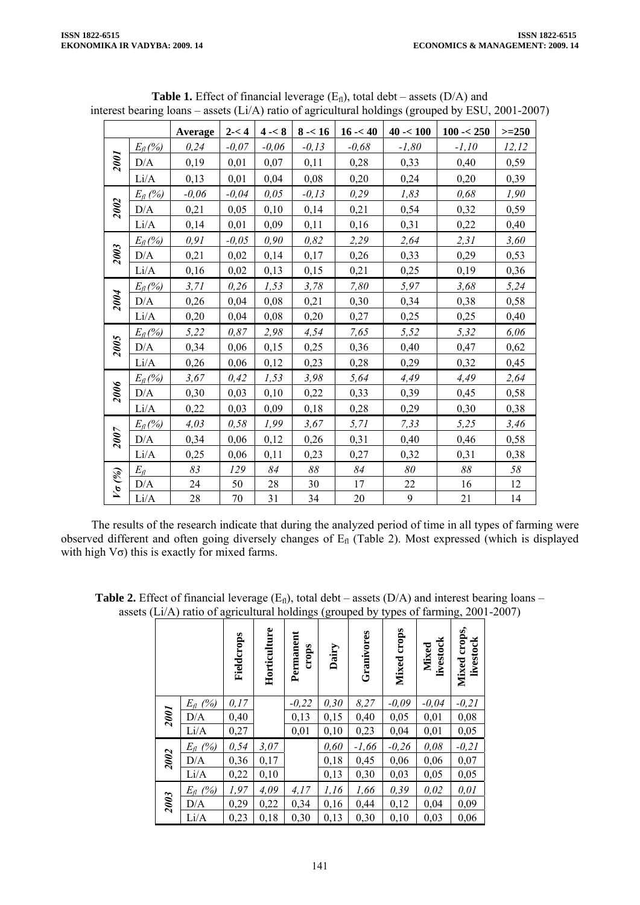**Table 1.** Effect of financial leverage ($E_{fl}$), total debt – assets (D/A) and interest bearing loans – assets (Li/A) ratio of agricultural holdings (grouped by ESU, 2001-2007)

| | | Average | 2-< 4 | 4 -< 8 | 8 -< 16 | 16 -< 40 | 40 -< 100 | 100 -< 250 | >=250 |
|---|---|---|---|---|---|---|---|---|---|
| 2001 | $E_{fl}$ (%) | 0,24 | -0,07 | -0,06 | -0,13 | -0,68 | -1,80 | -1,10 | 12,12 |
| | D/A | 0,19 | 0,01 | 0,07 | 0,11 | 0,28 | 0,33 | 0,40 | 0,59 |
| | Li/A | 0,13 | 0,01 | 0,04 | 0,08 | 0,20 | 0,24 | 0,20 | 0,39 |
| 2002 | $E_{fl}$ (%) | -0,06 | -0,04 | 0,05 | -0,13 | 0,29 | 1,83 | 0,68 | 1,90 |
| | D/A | 0,21 | 0,05 | 0,10 | 0,14 | 0,21 | 0,54 | 0,32 | 0,59 |
| | Li/A | 0,14 | 0,01 | 0,09 | 0,11 | 0,16 | 0,31 | 0,22 | 0,40 |
| 2003 | $E_{fl}$ (%) | 0,91 | -0,05 | 0,90 | 0,82 | 2,29 | 2,64 | 2,31 | 3,60 |
| | D/A | 0,21 | 0,02 | 0,14 | 0,17 | 0,26 | 0,33 | 0,29 | 0,53 |
| | Li/A | 0,16 | 0,02 | 0,13 | 0,15 | 0,21 | 0,25 | 0,19 | 0,36 |
| 2004 | $E_{fl}$ (%) | 3,71 | 0,26 | 1,53 | 3,78 | 7,80 | 5,97 | 3,68 | 5,24 |
| | D/A | 0,26 | 0,04 | 0,08 | 0,21 | 0,30 | 0,34 | 0,38 | 0,58 |
| | Li/A | 0,20 | 0,04 | 0,08 | 0,20 | 0,27 | 0,25 | 0,25 | 0,40 |
| 2005 | $E_{fl}$ (%) | 5,22 | 0,87 | 2,98 | 4,54 | 7,65 | 5,52 | 5,32 | 6,06 |
| | D/A | 0,34 | 0,06 | 0,15 | 0,25 | 0,36 | 0,40 | 0,47 | 0,62 |
| | Li/A | 0,26 | 0,06 | 0,12 | 0,23 | 0,28 | 0,29 | 0,32 | 0,45 |
| 2006 | $E_{fl}$ (%) | 3,67 | 0,42 | 1,53 | 3,98 | 5,64 | 4,49 | 4,49 | 2,64 |
| | D/A | 0,30 | 0,03 | 0,10 | 0,22 | 0,33 | 0,39 | 0,45 | 0,58 |
| | Li/A | 0,22 | 0,03 | 0,09 | 0,18 | 0,28 | 0,29 | 0,30 | 0,38 |
| 2007 | $E_{fl}$ (%) | 4,03 | 0,58 | 1,99 | 3,67 | 5,71 | 7,33 | 5,25 | 3,46 |
| | D/A | 0,34 | 0,06 | 0,12 | 0,26 | 0,31 | 0,40 | 0,46 | 0,58 |
| | Li/A | 0,25 | 0,06 | 0,11 | 0,23 | 0,27 | 0,32 | 0,31 | 0,38 |
| $V\sigma$ (%) | $E_{fl}$ | 83 | 129 | 84 | 88 | 84 | 80 | 88 | 58 |
| | D/A | 24 | 50 | 28 | 30 | 17 | 22 | 16 | 12 |
| | Li/A | 28 | 70 | 31 | 34 | 20 | 9 | 21 | 14 |

The results of the research indicate that during the analyzed period of time in all types of farming were observed different and often going diversely changes of $E_{fl}$ (Table 2). Most expressed (which is displayed with high $V\sigma$) this is exactly for mixed farms.

**Table 2.** Effect of financial leverage ($E_{fl}$), total debt – assets (D/A) and interest bearing loans – assets (Li/A) ratio of agricultural holdings (grouped by types of farming, 2001-2007)

| | | Fieldcrops | Horticulture | Permanent crops | Dairy | Granivores | Mixed crops | Mixed livestock | Mixed crops, livestock |
|---|---|---|---|---|---|---|---|---|---|
| 2001 | $E_{fl}$ (%) | 0,17 | | -0,22 | 0,30 | 8,27 | -0,09 | -0,04 | -0,21 |
| | D/A | 0,40 | | 0,13 | 0,15 | 0,40 | 0,05 | 0,01 | 0,08 |
| | Li/A | 0,27 | | 0,01 | 0,10 | 0,23 | 0,04 | 0,01 | 0,05 |
| 2002 | $E_{fl}$ (%) | 0,54 | 3,07 | | 0,60 | -1,66 | -0,26 | 0,08 | -0,21 |
| | D/A | 0,36 | 0,17 | | 0,18 | 0,45 | 0,06 | 0,06 | 0,07 |
| | Li/A | 0,22 | 0,10 | | 0,13 | 0,30 | 0,03 | 0,05 | 0,05 |
| 2003 | $E_{fl}$ (%) | 1,97 | 4,09 | 4,17 | 1,16 | 1,66 | 0,39 | 0,02 | 0,01 |
| | D/A | 0,29 | 0,22 | 0,34 | 0,16 | 0,44 | 0,12 | 0,04 | 0,09 |
| | Li/A | 0,23 | 0,18 | 0,30 | 0,13 | 0,30 | 0,10 | 0,03 | 0,06 |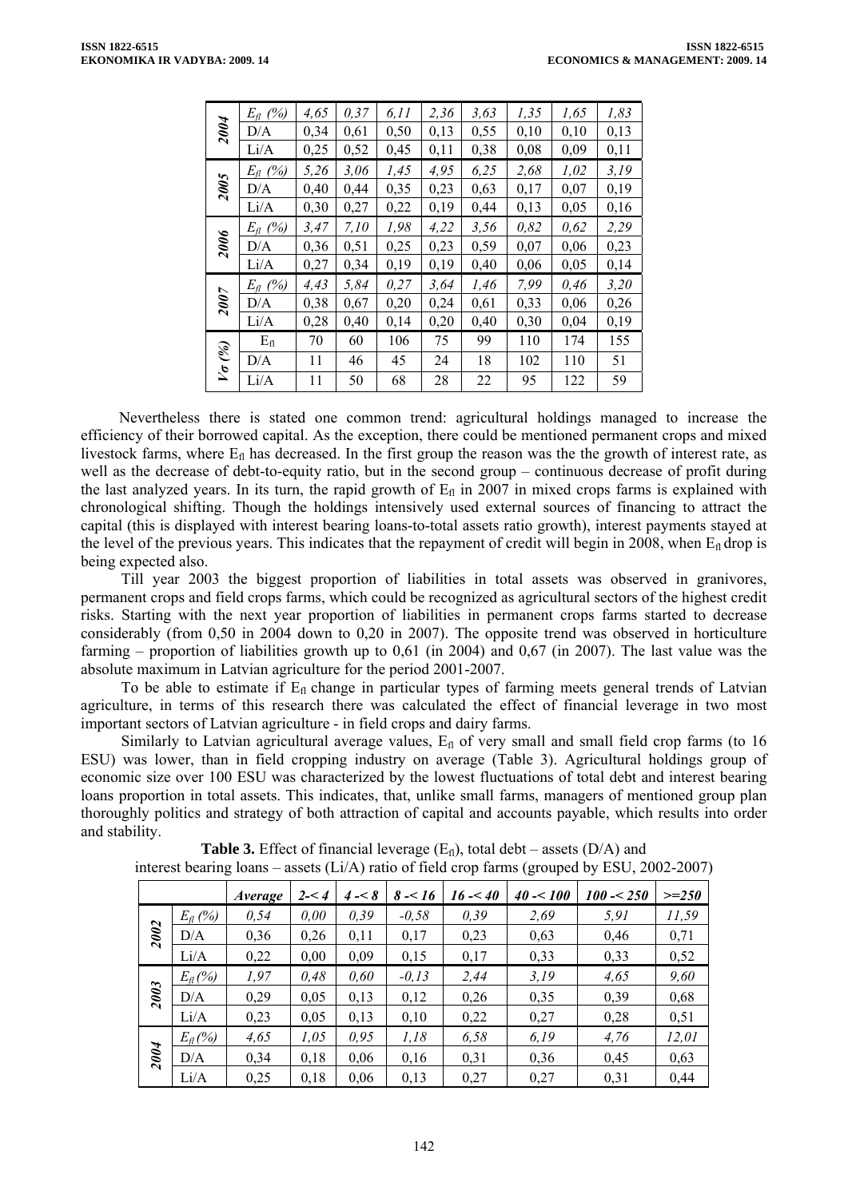| | | | | | | | | | |
|---|---|---|---|---|---|---|---|---|---|
| **2004** | $E_{fl}$ (%) | *4,65* | *0,37* | *6,11* | *2,36* | *3,63* | *1,35* | *1,65* | *1,83* |
| | D/A | 0,34 | 0,61 | 0,50 | 0,13 | 0,55 | 0,10 | 0,10 | 0,13 |
| | Li/A | 0,25 | 0,52 | 0,45 | 0,11 | 0,38 | 0,08 | 0,09 | 0,11 |
| **2005** | $E_{fl}$ (%) | *5,26* | *3,06* | *1,45* | *4,95* | *6,25* | *2,68* | *1,02* | *3,19* |
| | D/A | 0,40 | 0,44 | 0,35 | 0,23 | 0,63 | 0,17 | 0,07 | 0,19 |
| | Li/A | 0,30 | 0,27 | 0,22 | 0,19 | 0,44 | 0,13 | 0,05 | 0,16 |
| **2006** | $E_{fl}$ (%) | *3,47* | *7,10* | *1,98* | *4,22* | *3,56* | *0,82* | *0,62* | *2,29* |
| | D/A | 0,36 | 0,51 | 0,25 | 0,23 | 0,59 | 0,07 | 0,06 | 0,23 |
| | Li/A | 0,27 | 0,34 | 0,19 | 0,19 | 0,40 | 0,06 | 0,05 | 0,14 |
| **2007** | $E_{fl}$ (%) | *4,43* | *5,84* | *0,27* | *3,64* | *1,46* | *7,99* | *0,46* | *3,20* |
| | D/A | 0,38 | 0,67 | 0,20 | 0,24 | 0,61 | 0,33 | 0,06 | 0,26 |
| | Li/A | 0,28 | 0,40 | 0,14 | 0,20 | 0,40 | 0,30 | 0,04 | 0,19 |
| **$V\sigma$ (%)** | $E_{fl}$ | 70 | 60 | 106 | 75 | 99 | 110 | 174 | 155 |
| | D/A | 11 | 46 | 45 | 24 | 18 | 102 | 110 | 51 |
| | Li/A | 11 | 50 | 68 | 28 | 22 | 95 | 122 | 59 |

Nevertheless there is stated one common trend: agricultural holdings managed to increase the efficiency of their borrowed capital. As the exception, there could be mentioned permanent crops and mixed livestock farms, where $E_{fl}$ has decreased. In the first group the reason was the the growth of interest rate, as well as the decrease of debt-to-equity ratio, but in the second group – continuous decrease of profit during the last analyzed years. In its turn, the rapid growth of $E_{fl}$ in 2007 in mixed crops farms is explained with chronological shifting. Though the holdings intensively used external sources of financing to attract the capital (this is displayed with interest bearing loans-to-total assets ratio growth), interest payments stayed at the level of the previous years. This indicates that the repayment of credit will begin in 2008, when $E_{fl}$ drop is being expected also.

Till year 2003 the biggest proportion of liabilities in total assets was observed in granivores, permanent crops and field crops farms, which could be recognized as agricultural sectors of the highest credit risks. Starting with the next year proportion of liabilities in permanent crops farms started to decrease considerably (from 0,50 in 2004 down to 0,20 in 2007). The opposite trend was observed in horticulture farming – proportion of liabilities growth up to 0,61 (in 2004) and 0,67 (in 2007). The last value was the absolute maximum in Latvian agriculture for the period 2001-2007.

To be able to estimate if $E_{fl}$ change in particular types of farming meets general trends of Latvian agriculture, in terms of this research there was calculated the effect of financial leverage in two most important sectors of Latvian agriculture - in field crops and dairy farms.

Similarly to Latvian agricultural average values, $E_{fl}$ of very small and small field crop farms (to 16 ESU) was lower, than in field cropping industry on average (Table 3). Agricultural holdings group of economic size over 100 ESU was characterized by the lowest fluctuations of total debt and interest bearing loans proportion in total assets. This indicates, that, unlike small farms, managers of mentioned group plan thoroughly politics and strategy of both attraction of capital and accounts payable, which results into order and stability.

**Table 3.** Effect of financial leverage ($E_{fl}$), total debt – assets (D/A) and interest bearing loans – assets (Li/A) ratio of field crop farms (grouped by ESU, 2002-2007)

| | | *Average* | *2-< 4* | *4 -< 8* | *8 -< 16* | *16 -< 40* | *40 -< 100* | *100 -< 250* | *>=250* |
|---|---|---|---|---|---|---|---|---|---|
| **2002** | $E_{fl}$ (%) | *0,54* | *0,00* | *0,39* | *-0,58* | *0,39* | *2,69* | *5,91* | *11,59* |
| | D/A | 0,36 | 0,26 | 0,11 | 0,17 | 0,23 | 0,63 | 0,46 | 0,71 |
| | Li/A | 0,22 | 0,00 | 0,09 | 0,15 | 0,17 | 0,33 | 0,33 | 0,52 |
| **2003** | $E_{fl}$ (%) | *1,97* | *0,48* | *0,60* | *-0,13* | *2,44* | *3,19* | *4,65* | *9,60* |
| | D/A | 0,29 | 0,05 | 0,13 | 0,12 | 0,26 | 0,35 | 0,39 | 0,68 |
| | Li/A | 0,23 | 0,05 | 0,13 | 0,10 | 0,22 | 0,27 | 0,28 | 0,51 |
| **2004** | $E_{fl}$ (%) | *4,65* | *1,05* | *0,95* | *1,18* | *6,58* | *6,19* | *4,76* | *12,01* |
| | D/A | 0,34 | 0,18 | 0,06 | 0,16 | 0,31 | 0,36 | 0,45 | 0,63 |
| | Li/A | 0,25 | 0,18 | 0,06 | 0,13 | 0,27 | 0,27 | 0,31 | 0,44 |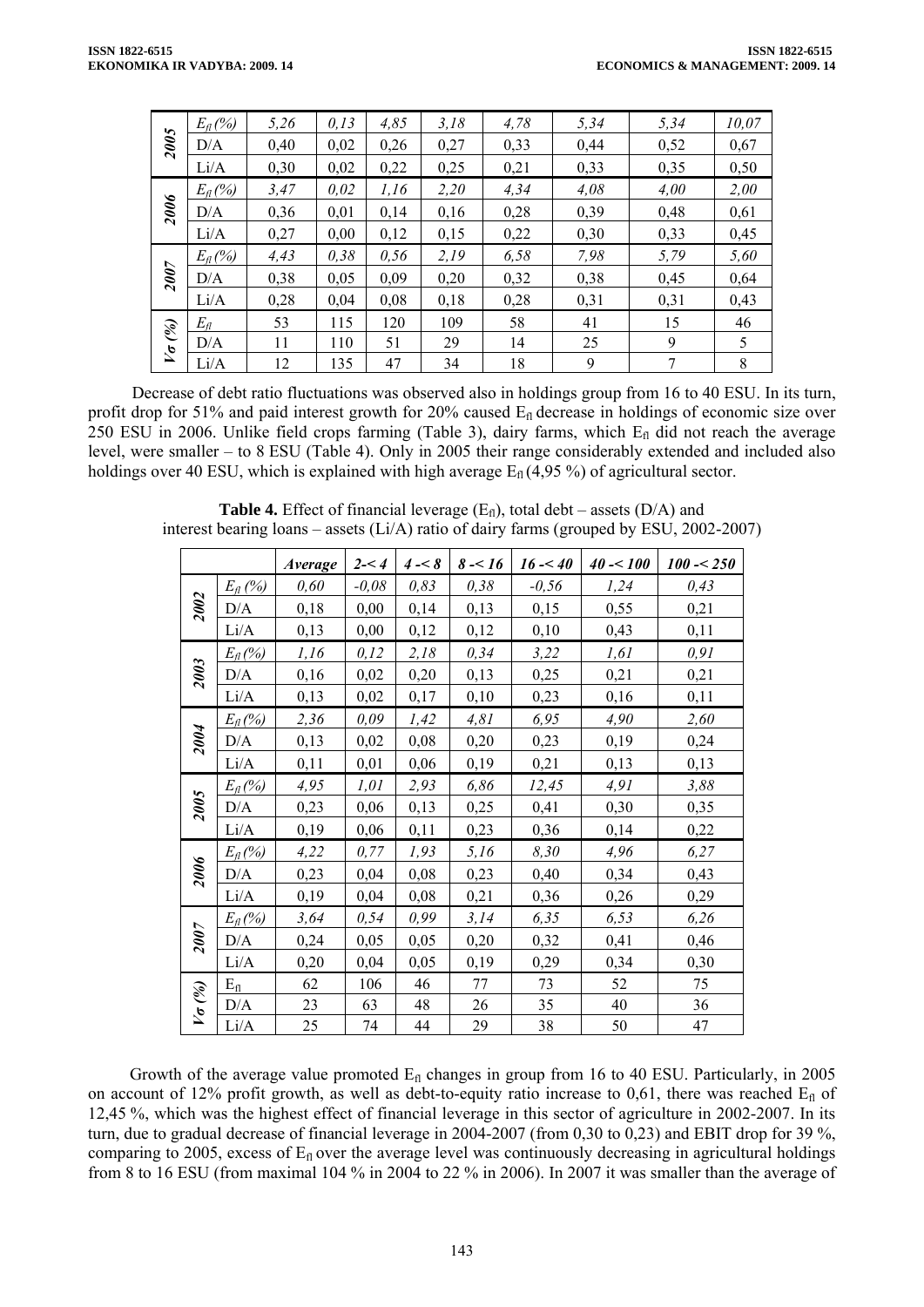| | | | | | | | | | |
|---|---|---|---|---|---|---|---|---|---|
| 2005 | $E_{fl}$ (%) | 5,26 | 0,13 | 4,85 | 3,18 | 4,78 | 5,34 | 5,34 | 10,07 |
| | D/A | 0,40 | 0,02 | 0,26 | 0,27 | 0,33 | 0,44 | 0,52 | 0,67 |
| | Li/A | 0,30 | 0,02 | 0,22 | 0,25 | 0,21 | 0,33 | 0,35 | 0,50 |
| 2006 | $E_{fl}$ (%) | 3,47 | 0,02 | 1,16 | 2,20 | 4,34 | 4,08 | 4,00 | 2,00 |
| | D/A | 0,36 | 0,01 | 0,14 | 0,16 | 0,28 | 0,39 | 0,48 | 0,61 |
| | Li/A | 0,27 | 0,00 | 0,12 | 0,15 | 0,22 | 0,30 | 0,33 | 0,45 |
| 2007 | $E_{fl}$ (%) | 4,43 | 0,38 | 0,56 | 2,19 | 6,58 | 7,98 | 5,79 | 5,60 |
| | D/A | 0,38 | 0,05 | 0,09 | 0,20 | 0,32 | 0,38 | 0,45 | 0,64 |
| | Li/A | 0,28 | 0,04 | 0,08 | 0,18 | 0,28 | 0,31 | 0,31 | 0,43 |
| $V\sigma$ (%) | $E_{fl}$ | 53 | 115 | 120 | 109 | 58 | 41 | 15 | 46 |
| | D/A | 11 | 110 | 51 | 29 | 14 | 25 | 9 | 5 |
| | Li/A | 12 | 135 | 47 | 34 | 18 | 9 | 7 | 8 |

Decrease of debt ratio fluctuations was observed also in holdings group from 16 to 40 ESU. In its turn, profit drop for 51% and paid interest growth for 20% caused $E_{fl}$ decrease in holdings of economic size over 250 ESU in 2006. Unlike field crops farming (Table 3), dairy farms, which $E_{fl}$ did not reach the average level, were smaller – to 8 ESU (Table 4). Only in 2005 their range considerably extended and included also holdings over 40 ESU, which is explained with high average $E_{fl}$ (4,95 %) of agricultural sector.

**Table 4.** Effect of financial leverage ($E_{fl}$), total debt – assets (D/A) and interest bearing loans – assets (Li/A) ratio of dairy farms (grouped by ESU, 2002-2007)

| | | *Average* | *2-< 4* | *4 -< 8* | *8 -< 16* | *16 -< 40* | *40 -< 100* | *100 -< 250* |
|---|---|---|---|---|---|---|---|---|
| 2002 | $E_{fl}$ (%) | 0,60 | -0,08 | 0,83 | 0,38 | -0,56 | 1,24 | 0,43 |
| | D/A | 0,18 | 0,00 | 0,14 | 0,13 | 0,15 | 0,55 | 0,21 |
| | Li/A | 0,13 | 0,00 | 0,12 | 0,12 | 0,10 | 0,43 | 0,11 |
| 2003 | $E_{fl}$ (%) | 1,16 | 0,12 | 2,18 | 0,34 | 3,22 | 1,61 | 0,91 |
| | D/A | 0,16 | 0,02 | 0,20 | 0,13 | 0,25 | 0,21 | 0,21 |
| | Li/A | 0,13 | 0,02 | 0,17 | 0,10 | 0,23 | 0,16 | 0,11 |
| 2004 | $E_{fl}$ (%) | 2,36 | 0,09 | 1,42 | 4,81 | 6,95 | 4,90 | 2,60 |
| | D/A | 0,13 | 0,02 | 0,08 | 0,20 | 0,23 | 0,19 | 0,24 |
| | Li/A | 0,11 | 0,01 | 0,06 | 0,19 | 0,21 | 0,13 | 0,13 |
| 2005 | $E_{fl}$ (%) | 4,95 | 1,01 | 2,93 | 6,86 | 12,45 | 4,91 | 3,88 |
| | D/A | 0,23 | 0,06 | 0,13 | 0,25 | 0,41 | 0,30 | 0,35 |
| | Li/A | 0,19 | 0,06 | 0,11 | 0,23 | 0,36 | 0,14 | 0,22 |
| 2006 | $E_{fl}$ (%) | 4,22 | 0,77 | 1,93 | 5,16 | 8,30 | 4,96 | 6,27 |
| | D/A | 0,23 | 0,04 | 0,08 | 0,23 | 0,40 | 0,34 | 0,43 |
| | Li/A | 0,19 | 0,04 | 0,08 | 0,21 | 0,36 | 0,26 | 0,29 |
| 2007 | $E_{fl}$ (%) | 3,64 | 0,54 | 0,99 | 3,14 | 6,35 | 6,53 | 6,26 |
| | D/A | 0,24 | 0,05 | 0,05 | 0,20 | 0,32 | 0,41 | 0,46 |
| | Li/A | 0,20 | 0,04 | 0,05 | 0,19 | 0,29 | 0,34 | 0,30 |
| $V\sigma$ (%) | $E_{fl}$ | 62 | 106 | 46 | 77 | 73 | 52 | 75 |
| | D/A | 23 | 63 | 48 | 26 | 35 | 40 | 36 |
| | Li/A | 25 | 74 | 44 | 29 | 38 | 50 | 47 |

Growth of the average value promoted $E_{fl}$ changes in group from 16 to 40 ESU. Particularly, in 2005 on account of 12% profit growth, as well as debt-to-equity ratio increase to 0,61, there was reached $E_{fl}$ of 12,45 %, which was the highest effect of financial leverage in this sector of agriculture in 2002-2007. In its turn, due to gradual decrease of financial leverage in 2004-2007 (from 0,30 to 0,23) and EBIT drop for 39 %, comparing to 2005, excess of $E_{fl}$ over the average level was continuously decreasing in agricultural holdings from 8 to 16 ESU (from maximal 104 % in 2004 to 22 % in 2006). In 2007 it was smaller than the average of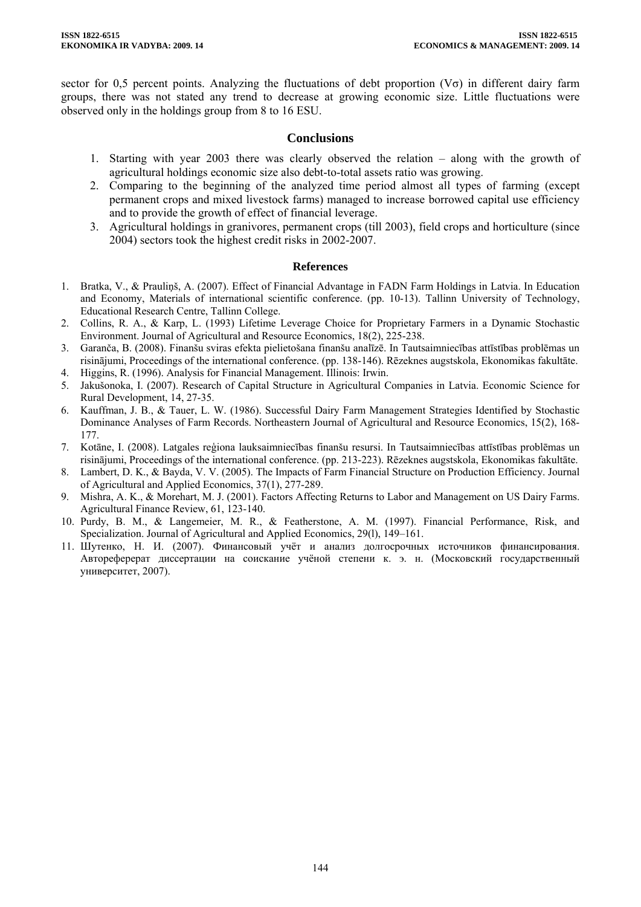sector for 0,5 percent points. Analyzing the fluctuations of debt proportion (Vσ) in different dairy farm groups, there was not stated any trend to decrease at growing economic size. Little fluctuations were observed only in the holdings group from 8 to 16 ESU.

## Conclusions

1. Starting with year 2003 there was clearly observed the relation – along with the growth of agricultural holdings economic size also debt-to-total assets ratio was growing.
2. Comparing to the beginning of the analyzed time period almost all types of farming (except permanent crops and mixed livestock farms) managed to increase borrowed capital use efficiency and to provide the growth of effect of financial leverage.
3. Agricultural holdings in granivores, permanent crops (till 2003), field crops and horticulture (since 2004) sectors took the highest credit risks in 2002-2007.

## References

1. Bratka, V., & Prauliņš, A. (2007). Effect of Financial Advantage in FADN Farm Holdings in Latvia. In Education and Economy, Materials of international scientific conference. (pp. 10-13). Tallinn University of Technology, Educational Research Centre, Tallinn College.
2. Collins, R. A., & Karp, L. (1993) Lifetime Leverage Choice for Proprietary Farmers in a Dynamic Stochastic Environment. Journal of Agricultural and Resource Economics, 18(2), 225-238.
3. Garanča, B. (2008). Finanšu sviras efekta pielietošana finanšu analīzē. In Tautsaimniecības attīstības problēmas un risinājumi, Proceedings of the international conference. (pp. 138-146). Rēzeknes augstskola, Ekonomikas fakultāte.
4. Higgins, R. (1996). Analysis for Financial Management. Illinois: Irwin.
5. Jakušonoka, I. (2007). Research of Capital Structure in Agricultural Companies in Latvia. Economic Science for Rural Development, 14, 27-35.
6. Kauffman, J. B., & Tauer, L. W. (1986). Successful Dairy Farm Management Strategies Identified by Stochastic Dominance Analyses of Farm Records. Northeastern Journal of Agricultural and Resource Economics, 15(2), 168-177.
7. Kotāne, I. (2008). Latgales reģiona lauksaimniecības finanšu resursi. In Tautsaimniecības attīstības problēmas un risinājumi, Proceedings of the international conference. (pp. 213-223). Rēzeknes augstskola, Ekonomikas fakultāte.
8. Lambert, D. K., & Bayda, V. V. (2005). The Impacts of Farm Financial Structure on Production Efficiency. Journal of Agricultural and Applied Economics, 37(1), 277-289.
9. Mishra, A. K., & Morehart, M. J. (2001). Factors Affecting Returns to Labor and Management on US Dairy Farms. Agricultural Finance Review, 61, 123-140.
10. Purdy, B. M., & Langemeier, M. R., & Featherstone, A. M. (1997). Financial Performance, Risk, and Specialization. Journal of Agricultural and Applied Economics, 29(l), 149–161.
11. Шутенко, Н. И. (2007). Финансовый учёт и анализ долгосрочных источников финансирования. Автореферерат диссертации на соискание учёной степени к. э. н. (Московский государственный университет, 2007).